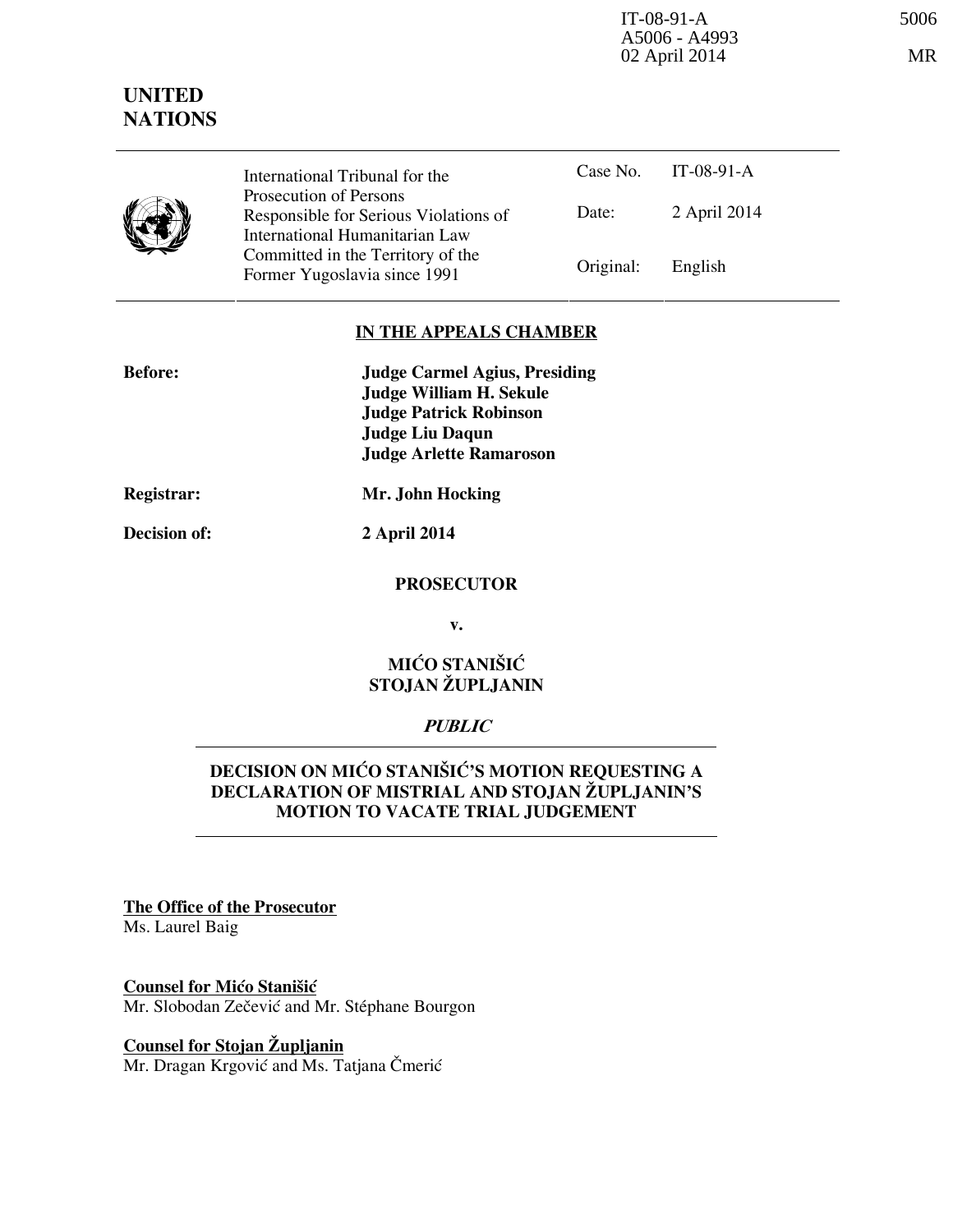IT-08-91-A
A5006 - A4993
02 April 2014

5006

MR

**UNITED NATIONS**

| | International Tribunal for the Prosecution of Persons Responsible for Serious Violations of International Humanitarian Law Committed in the Territory of the Former Yugoslavia since 1991 | Case No. | IT-08-91-A |
|---|---|---|---|
| | | Date: | 2 April 2014 |
| | | Original: | English |

**IN THE APPEALS CHAMBER**

**Before:** **Judge Carmel Agius, Presiding**
**Judge William H. Sekule**
**Judge Patrick Robinson**
**Judge Liu Daqun**
**Judge Arlette Ramaroson**

**Registrar:** **Mr. John Hocking**

**Decision of:** **2 April 2014**

**PROSECUTOR**

**v.**

**MIĆO STANIŠIĆ**
**STOJAN ŽUPLJANIN**

***PUBLIC***

**DECISION ON MIĆO STANIŠIĆ'S MOTION REQUESTING A DECLARATION OF MISTRIAL AND STOJAN ŽUPLJANIN'S MOTION TO VACATE TRIAL JUDGEMENT**

**The Office of the Prosecutor**
Ms. Laurel Baig

**Counsel for Mićo Stanišić**
Mr. Slobodan Zečević and Mr. Stéphane Bourgon

**Counsel for Stojan Župljanin**
Mr. Dragan Krgović and Ms. Tatjana Čmerić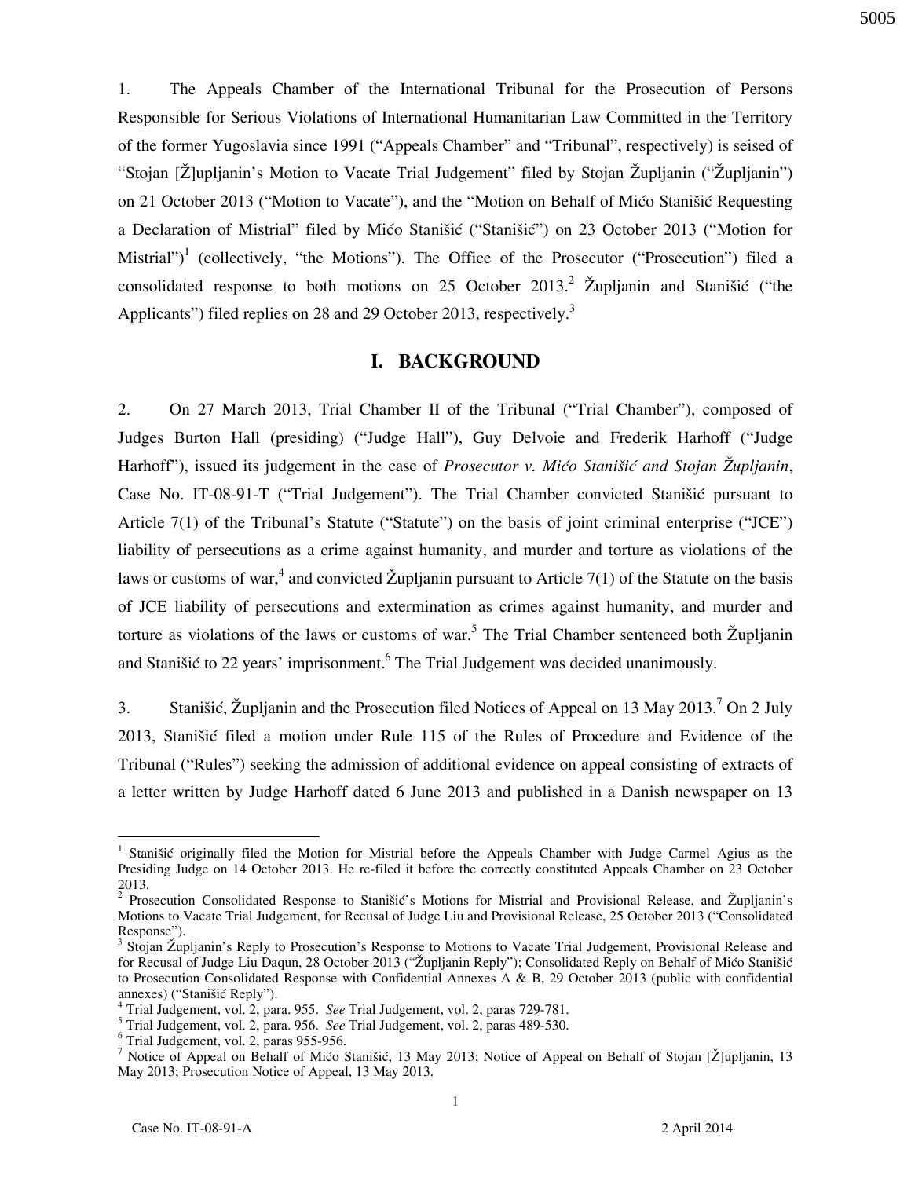1. The Appeals Chamber of the International Tribunal for the Prosecution of Persons Responsible for Serious Violations of International Humanitarian Law Committed in the Territory of the former Yugoslavia since 1991 ("Appeals Chamber" and "Tribunal", respectively) is seised of "Stojan [Ž]upljanin's Motion to Vacate Trial Judgement" filed by Stojan Župljanin ("Župljanin") on 21 October 2013 ("Motion to Vacate"), and the "Motion on Behalf of Mićo Stanišić Requesting a Declaration of Mistrial" filed by Mićo Stanišić ("Stanišić") on 23 October 2013 ("Motion for Mistrial")[1] (collectively, "the Motions"). The Office of the Prosecutor ("Prosecution") filed a consolidated response to both motions on 25 October 2013.[2] Župljanin and Stanišić ("the Applicants") filed replies on 28 and 29 October 2013, respectively.[3]

## I. BACKGROUND

2. On 27 March 2013, Trial Chamber II of the Tribunal ("Trial Chamber"), composed of Judges Burton Hall (presiding) ("Judge Hall"), Guy Delvoie and Frederik Harhoff ("Judge Harhoff"), issued its judgement in the case of *Prosecutor v. Mićo Stanišić and Stojan Župljanin*, Case No. IT-08-91-T ("Trial Judgement"). The Trial Chamber convicted Stanišić pursuant to Article 7(1) of the Tribunal's Statute ("Statute") on the basis of joint criminal enterprise ("JCE") liability of persecutions as a crime against humanity, and murder and torture as violations of the laws or customs of war,[4] and convicted Župljanin pursuant to Article 7(1) of the Statute on the basis of JCE liability of persecutions and extermination as crimes against humanity, and murder and torture as violations of the laws or customs of war.[5] The Trial Chamber sentenced both Župljanin and Stanišić to 22 years' imprisonment.[6] The Trial Judgement was decided unanimously.

3. Stanišić, Župljanin and the Prosecution filed Notices of Appeal on 13 May 2013.[7] On 2 July 2013, Stanišić filed a motion under Rule 115 of the Rules of Procedure and Evidence of the Tribunal ("Rules") seeking the admission of additional evidence on appeal consisting of extracts of a letter written by Judge Harhoff dated 6 June 2013 and published in a Danish newspaper on 13

---

[1] Stanišić originally filed the Motion for Mistrial before the Appeals Chamber with Judge Carmel Agius as the Presiding Judge on 14 October 2013. He re-filed it before the correctly constituted Appeals Chamber on 23 October 2013.

[2] Prosecution Consolidated Response to Stanišić's Motions for Mistrial and Provisional Release, and Župljanin's Motions to Vacate Trial Judgement, for Recusal of Judge Liu and Provisional Release, 25 October 2013 ("Consolidated Response").

[3] Stojan Župljanin's Reply to Prosecution's Response to Motions to Vacate Trial Judgement, Provisional Release and for Recusal of Judge Liu Daqun, 28 October 2013 ("Župljanin Reply"); Consolidated Reply on Behalf of Mićo Stanišić to Prosecution Consolidated Response with Confidential Annexes A & B, 29 October 2013 (public with confidential annexes) ("Stanišić Reply").

[4] Trial Judgement, vol. 2, para. 955. *See* Trial Judgement, vol. 2, paras 729-781.

[5] Trial Judgement, vol. 2, para. 956. *See* Trial Judgement, vol. 2, paras 489-530.

[6] Trial Judgement, vol. 2, paras 955-956.

[7] Notice of Appeal on Behalf of Mićo Stanišić, 13 May 2013; Notice of Appeal on Behalf of Stojan [Ž]upljanin, 13 May 2013; Prosecution Notice of Appeal, 13 May 2013.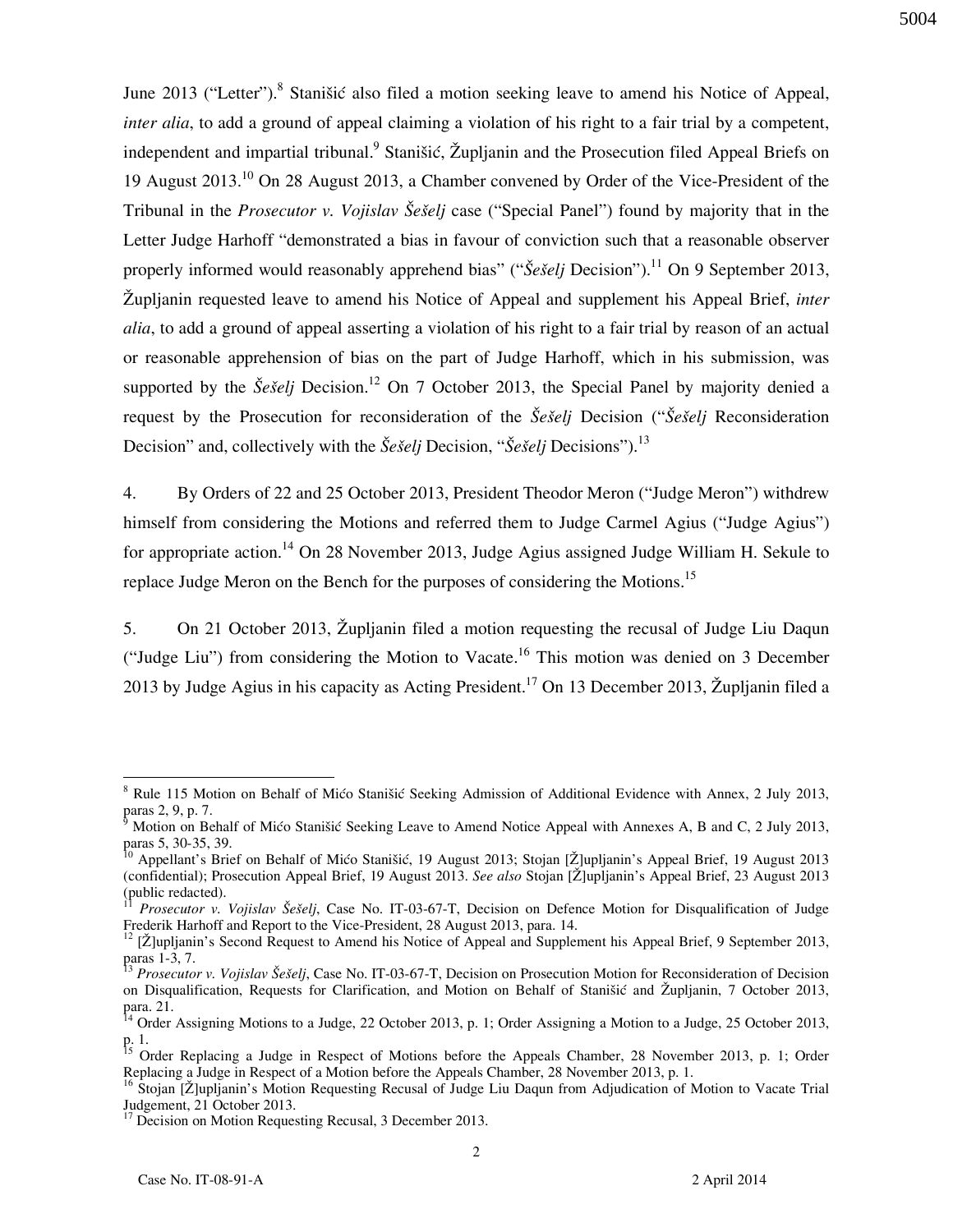June 2013 ("Letter").[8] Stanišić also filed a motion seeking leave to amend his Notice of Appeal, *inter alia*, to add a ground of appeal claiming a violation of his right to a fair trial by a competent, independent and impartial tribunal.[9] Stanišić, Župljanin and the Prosecution filed Appeal Briefs on 19 August 2013.[10] On 28 August 2013, a Chamber convened by Order of the Vice-President of the Tribunal in the *Prosecutor v. Vojislav Šešelj* case ("Special Panel") found by majority that in the Letter Judge Harhoff "demonstrated a bias in favour of conviction such that a reasonable observer properly informed would reasonably apprehend bias" ("*Šešelj* Decision").[11] On 9 September 2013, Župljanin requested leave to amend his Notice of Appeal and supplement his Appeal Brief, *inter alia*, to add a ground of appeal asserting a violation of his right to a fair trial by reason of an actual or reasonable apprehension of bias on the part of Judge Harhoff, which in his submission, was supported by the *Šešelj* Decision.[12] On 7 October 2013, the Special Panel by majority denied a request by the Prosecution for reconsideration of the *Šešelj* Decision ("*Šešelj* Reconsideration Decision" and, collectively with the *Šešelj* Decision, "*Šešelj* Decisions").[13]

4. By Orders of 22 and 25 October 2013, President Theodor Meron ("Judge Meron") withdrew himself from considering the Motions and referred them to Judge Carmel Agius ("Judge Agius") for appropriate action.[14] On 28 November 2013, Judge Agius assigned Judge William H. Sekule to replace Judge Meron on the Bench for the purposes of considering the Motions.[15]

5. On 21 October 2013, Župljanin filed a motion requesting the recusal of Judge Liu Daqun ("Judge Liu") from considering the Motion to Vacate.[16] This motion was denied on 3 December 2013 by Judge Agius in his capacity as Acting President.[17] On 13 December 2013, Župljanin filed a

---

[8] Rule 115 Motion on Behalf of Mićo Stanišić Seeking Admission of Additional Evidence with Annex, 2 July 2013, paras 2, 9, p. 7.

[9] Motion on Behalf of Mićo Stanišić Seeking Leave to Amend Notice Appeal with Annexes A, B and C, 2 July 2013, paras 5, 30-35, 39.

[10] Appellant's Brief on Behalf of Mićo Stanišić, 19 August 2013; Stojan [Ž]upljanin's Appeal Brief, 19 August 2013 (confidential); Prosecution Appeal Brief, 19 August 2013. *See also* Stojan [Ž]upljanin's Appeal Brief, 23 August 2013 (public redacted).

[11] *Prosecutor v. Vojislav Šešelj*, Case No. IT-03-67-T, Decision on Defence Motion for Disqualification of Judge Frederik Harhoff and Report to the Vice-President, 28 August 2013, para. 14.

[12] [Ž]upljanin's Second Request to Amend his Notice of Appeal and Supplement his Appeal Brief, 9 September 2013, paras 1-3, 7.

[13] *Prosecutor v. Vojislav Šešelj*, Case No. IT-03-67-T, Decision on Prosecution Motion for Reconsideration of Decision on Disqualification, Requests for Clarification, and Motion on Behalf of Stanišić and Župljanin, 7 October 2013, para. 21.

[14] Order Assigning Motions to a Judge, 22 October 2013, p. 1; Order Assigning a Motion to a Judge, 25 October 2013, p. 1.

[15] Order Replacing a Judge in Respect of Motions before the Appeals Chamber, 28 November 2013, p. 1; Order Replacing a Judge in Respect of a Motion before the Appeals Chamber, 28 November 2013, p. 1.

[16] Stojan [Ž]upljanin's Motion Requesting Recusal of Judge Liu Daqun from Adjudication of Motion to Vacate Trial Judgement, 21 October 2013.

[17] Decision on Motion Requesting Recusal, 3 December 2013.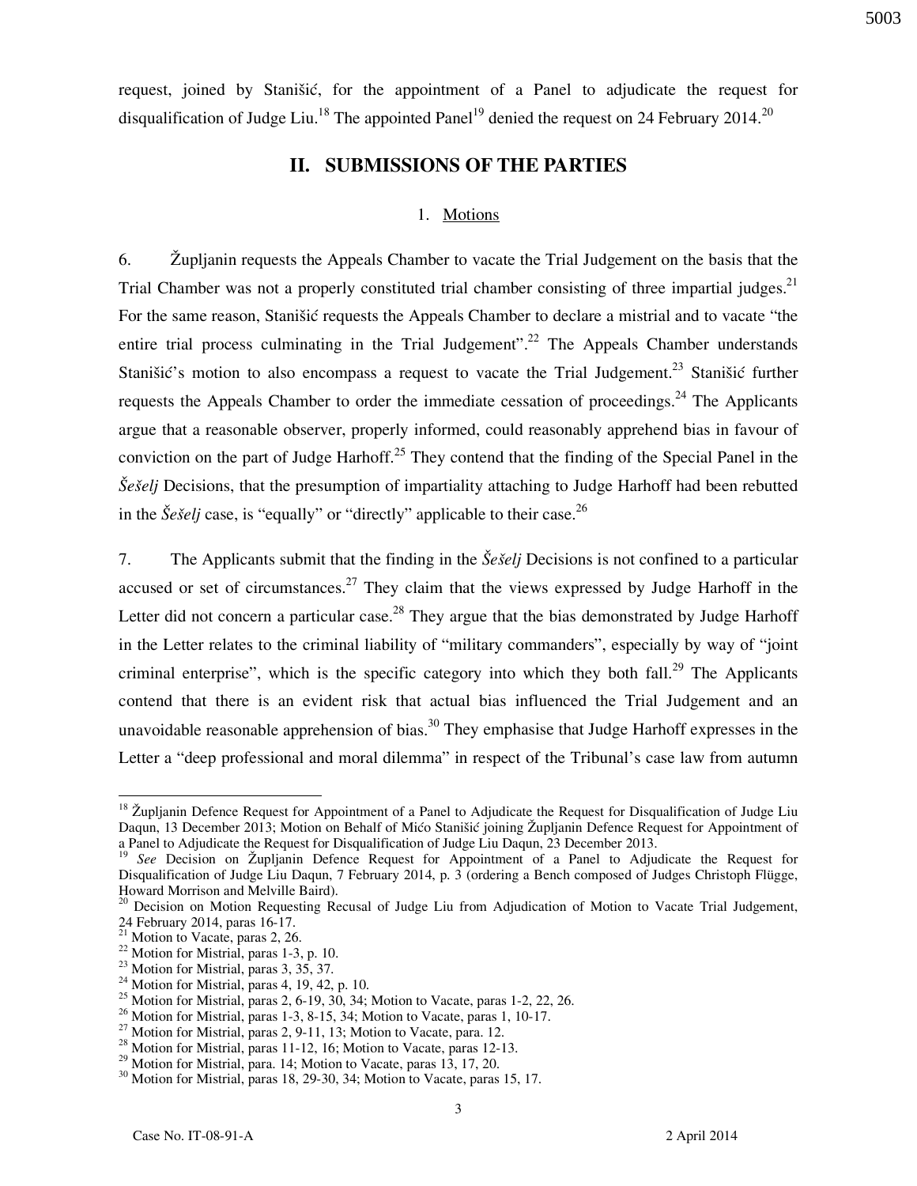request, joined by Stanišić, for the appointment of a Panel to adjudicate the request for disqualification of Judge Liu.[18] The appointed Panel[19] denied the request on 24 February 2014.[20]

## II. SUBMISSIONS OF THE PARTIES

### 1. Motions

6. Župljanin requests the Appeals Chamber to vacate the Trial Judgement on the basis that the Trial Chamber was not a properly constituted trial chamber consisting of three impartial judges.[21] For the same reason, Stanišić requests the Appeals Chamber to declare a mistrial and to vacate "the entire trial process culminating in the Trial Judgement".[22] The Appeals Chamber understands Stanišić's motion to also encompass a request to vacate the Trial Judgement.[23] Stanišić further requests the Appeals Chamber to order the immediate cessation of proceedings.[24] The Applicants argue that a reasonable observer, properly informed, could reasonably apprehend bias in favour of conviction on the part of Judge Harhoff.[25] They contend that the finding of the Special Panel in the *Šešelj* Decisions, that the presumption of impartiality attaching to Judge Harhoff had been rebutted in the *Šešelj* case, is "equally" or "directly" applicable to their case.[26]

7. The Applicants submit that the finding in the *Šešelj* Decisions is not confined to a particular accused or set of circumstances.[27] They claim that the views expressed by Judge Harhoff in the Letter did not concern a particular case.[28] They argue that the bias demonstrated by Judge Harhoff in the Letter relates to the criminal liability of "military commanders", especially by way of "joint criminal enterprise", which is the specific category into which they both fall.[29] The Applicants contend that there is an evident risk that actual bias influenced the Trial Judgement and an unavoidable reasonable apprehension of bias.[30] They emphasise that Judge Harhoff expresses in the Letter a "deep professional and moral dilemma" in respect of the Tribunal's case law from autumn

---

[18] Župljanin Defence Request for Appointment of a Panel to Adjudicate the Request for Disqualification of Judge Liu Daqun, 13 December 2013; Motion on Behalf of Mićo Stanišić joining Župljanin Defence Request for Appointment of a Panel to Adjudicate the Request for Disqualification of Judge Liu Daqun, 23 December 2013.

[19] *See* Decision on Župljanin Defence Request for Appointment of a Panel to Adjudicate the Request for Disqualification of Judge Liu Daqun, 7 February 2014, p. 3 (ordering a Bench composed of Judges Christoph Flügge, Howard Morrison and Melville Baird).

[20] Decision on Motion Requesting Recusal of Judge Liu from Adjudication of Motion to Vacate Trial Judgement, 24 February 2014, paras 16-17.

[21] Motion to Vacate, paras 2, 26.

[22] Motion for Mistrial, paras 1-3, p. 10.

[23] Motion for Mistrial, paras 3, 35, 37.

[24] Motion for Mistrial, paras 4, 19, 42, p. 10.

[25] Motion for Mistrial, paras 2, 6-19, 30, 34; Motion to Vacate, paras 1-2, 22, 26.

[26] Motion for Mistrial, paras 1-3, 8-15, 34; Motion to Vacate, paras 1, 10-17.

[27] Motion for Mistrial, paras 2, 9-11, 13; Motion to Vacate, para. 12.

[28] Motion for Mistrial, paras 11-12, 16; Motion to Vacate, paras 12-13.

[29] Motion for Mistrial, para. 14; Motion to Vacate, paras 13, 17, 20.

[30] Motion for Mistrial, paras 18, 29-30, 34; Motion to Vacate, paras 15, 17.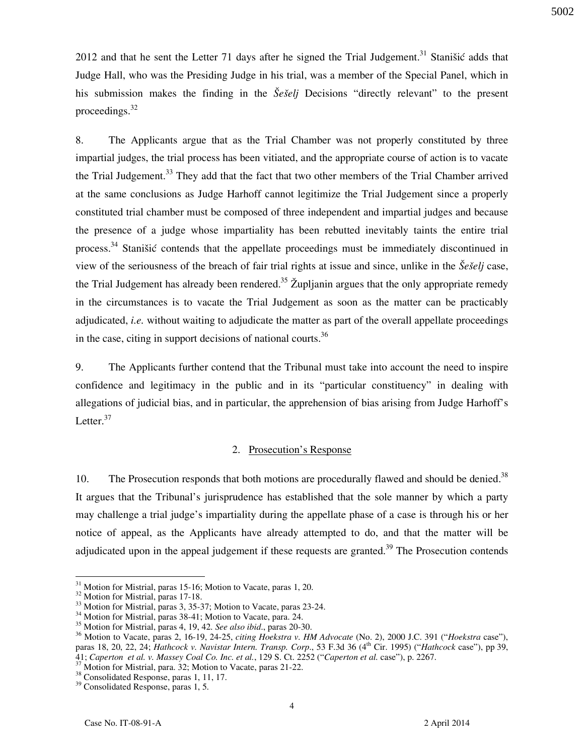2012 and that he sent the Letter 71 days after he signed the Trial Judgement.[31] Stanišić adds that Judge Hall, who was the Presiding Judge in his trial, was a member of the Special Panel, which in his submission makes the finding in the *Šešelj* Decisions "directly relevant" to the present proceedings.[32]

8. The Applicants argue that as the Trial Chamber was not properly constituted by three impartial judges, the trial process has been vitiated, and the appropriate course of action is to vacate the Trial Judgement.[33] They add that the fact that two other members of the Trial Chamber arrived at the same conclusions as Judge Harhoff cannot legitimize the Trial Judgement since a properly constituted trial chamber must be composed of three independent and impartial judges and because the presence of a judge whose impartiality has been rebutted inevitably taints the entire trial process.[34] Stanišić contends that the appellate proceedings must be immediately discontinued in view of the seriousness of the breach of fair trial rights at issue and since, unlike in the *Šešelj* case, the Trial Judgement has already been rendered.[35] Župljanin argues that the only appropriate remedy in the circumstances is to vacate the Trial Judgement as soon as the matter can be practicably adjudicated, *i.e.* without waiting to adjudicate the matter as part of the overall appellate proceedings in the case, citing in support decisions of national courts.[36]

9. The Applicants further contend that the Tribunal must take into account the need to inspire confidence and legitimacy in the public and in its "particular constituency" in dealing with allegations of judicial bias, and in particular, the apprehension of bias arising from Judge Harhoff's Letter.[37]

## 2. Prosecution's Response

10. The Prosecution responds that both motions are procedurally flawed and should be denied.[38] It argues that the Tribunal's jurisprudence has established that the sole manner by which a party may challenge a trial judge's impartiality during the appellate phase of a case is through his or her notice of appeal, as the Applicants have already attempted to do, and that the matter will be adjudicated upon in the appeal judgement if these requests are granted.[39] The Prosecution contends

---

[31] Motion for Mistrial, paras 15-16; Motion to Vacate, paras 1, 20.

[32] Motion for Mistrial, paras 17-18.

[33] Motion for Mistrial, paras 3, 35-37; Motion to Vacate, paras 23-24.

[34] Motion for Mistrial, paras 38-41; Motion to Vacate, para. 24.

[35] Motion for Mistrial, paras 4, 19, 42. *See also ibid*., paras 20-30.

[36] Motion to Vacate, paras 2, 16-19, 24-25, *citing Hoekstra v. HM Advocate* (No. 2), 2000 J.C. 391 ("*Hoekstra* case"), paras 18, 20, 22, 24; *Hathcock v. Navistar Intern. Transp. Corp*., 53 F.3d 36 (4th Cir. 1995) ("*Hathcock* case"), pp 39, 41; *Caperton et al. v. Massey Coal Co. Inc. et al.*, 129 S. Ct. 2252 ("*Caperton et al.* case"), p. 2267.

[37] Motion for Mistrial, para. 32; Motion to Vacate, paras 21-22.

[38] Consolidated Response, paras 1, 11, 17.

[39] Consolidated Response, paras 1, 5.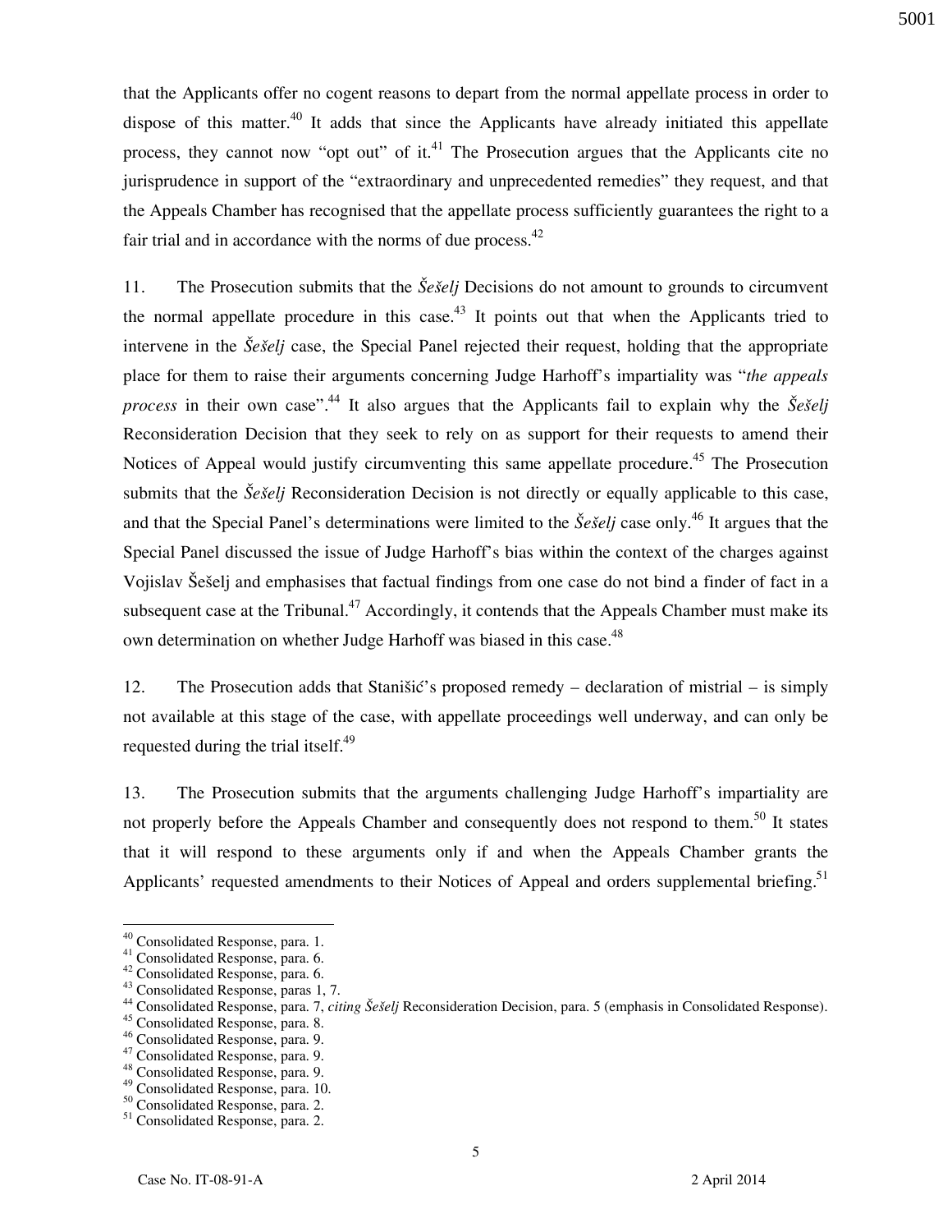that the Applicants offer no cogent reasons to depart from the normal appellate process in order to dispose of this matter.[40] It adds that since the Applicants have already initiated this appellate process, they cannot now "opt out" of it.[41] The Prosecution argues that the Applicants cite no jurisprudence in support of the "extraordinary and unprecedented remedies" they request, and that the Appeals Chamber has recognised that the appellate process sufficiently guarantees the right to a fair trial and in accordance with the norms of due process.[42]

11. The Prosecution submits that the *Šešelj* Decisions do not amount to grounds to circumvent the normal appellate procedure in this case.[43] It points out that when the Applicants tried to intervene in the *Šešelj* case, the Special Panel rejected their request, holding that the appropriate place for them to raise their arguments concerning Judge Harhoff's impartiality was "*the appeals process* in their own case".[44] It also argues that the Applicants fail to explain why the *Šešelj* Reconsideration Decision that they seek to rely on as support for their requests to amend their Notices of Appeal would justify circumventing this same appellate procedure.[45] The Prosecution submits that the *Šešelj* Reconsideration Decision is not directly or equally applicable to this case, and that the Special Panel's determinations were limited to the *Šešelj* case only.[46] It argues that the Special Panel discussed the issue of Judge Harhoff's bias within the context of the charges against Vojislav Šešelj and emphasises that factual findings from one case do not bind a finder of fact in a subsequent case at the Tribunal.[47] Accordingly, it contends that the Appeals Chamber must make its own determination on whether Judge Harhoff was biased in this case.[48]

12. The Prosecution adds that Stanišić's proposed remedy – declaration of mistrial – is simply not available at this stage of the case, with appellate proceedings well underway, and can only be requested during the trial itself.[49]

13. The Prosecution submits that the arguments challenging Judge Harhoff's impartiality are not properly before the Appeals Chamber and consequently does not respond to them.[50] It states that it will respond to these arguments only if and when the Appeals Chamber grants the Applicants' requested amendments to their Notices of Appeal and orders supplemental briefing.[51]

---

[40] Consolidated Response, para. 1.
[41] Consolidated Response, para. 6.
[42] Consolidated Response, para. 6.
[43] Consolidated Response, paras 1, 7.
[44] Consolidated Response, para. 7, *citing Šešelj* Reconsideration Decision, para. 5 (emphasis in Consolidated Response).
[45] Consolidated Response, para. 8.
[46] Consolidated Response, para. 9.
[47] Consolidated Response, para. 9.
[48] Consolidated Response, para. 9.
[49] Consolidated Response, para. 10.
[50] Consolidated Response, para. 2.
[51] Consolidated Response, para. 2.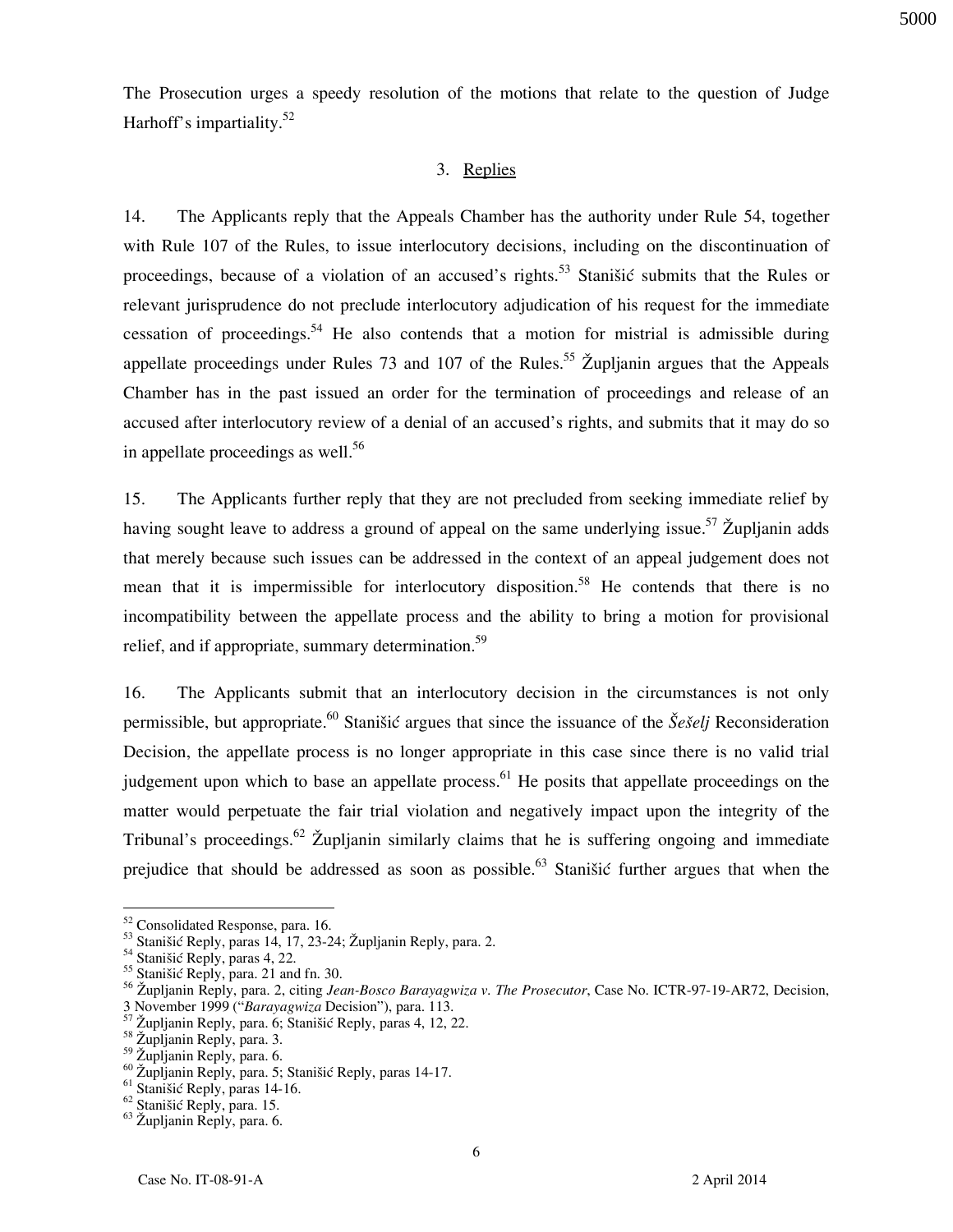The Prosecution urges a speedy resolution of the motions that relate to the question of Judge Harhoff's impartiality.[52]

### 3. Replies

14. The Applicants reply that the Appeals Chamber has the authority under Rule 54, together with Rule 107 of the Rules, to issue interlocutory decisions, including on the discontinuation of proceedings, because of a violation of an accused's rights.[53] Stanišić submits that the Rules or relevant jurisprudence do not preclude interlocutory adjudication of his request for the immediate cessation of proceedings.[54] He also contends that a motion for mistrial is admissible during appellate proceedings under Rules 73 and 107 of the Rules.[55] Župljanin argues that the Appeals Chamber has in the past issued an order for the termination of proceedings and release of an accused after interlocutory review of a denial of an accused's rights, and submits that it may do so in appellate proceedings as well.[56]

15. The Applicants further reply that they are not precluded from seeking immediate relief by having sought leave to address a ground of appeal on the same underlying issue.[57] Župljanin adds that merely because such issues can be addressed in the context of an appeal judgement does not mean that it is impermissible for interlocutory disposition.[58] He contends that there is no incompatibility between the appellate process and the ability to bring a motion for provisional relief, and if appropriate, summary determination.[59]

16. The Applicants submit that an interlocutory decision in the circumstances is not only permissible, but appropriate.[60] Stanišić argues that since the issuance of the *Šešelj* Reconsideration Decision, the appellate process is no longer appropriate in this case since there is no valid trial judgement upon which to base an appellate process.[61] He posits that appellate proceedings on the matter would perpetuate the fair trial violation and negatively impact upon the integrity of the Tribunal's proceedings.[62] Župljanin similarly claims that he is suffering ongoing and immediate prejudice that should be addressed as soon as possible.[63] Stanišić further argues that when the

---

[52] Consolidated Response, para. 16.

[53] Stanišić Reply, paras 14, 17, 23-24; Župljanin Reply, para. 2.

[54] Stanišić Reply, paras 4, 22.

[55] Stanišić Reply, para. 21 and fn. 30.

[56] Župljanin Reply, para. 2, citing *Jean-Bosco Barayagwiza v. The Prosecutor*, Case No. ICTR-97-19-AR72, Decision, 3 November 1999 ("*Barayagwiza* Decision"), para. 113.

[57] Župljanin Reply, para. 6; Stanišić Reply, paras 4, 12, 22.

[58] Župljanin Reply, para. 3.

[59] Župljanin Reply, para. 6.

[60] Župljanin Reply, para. 5; Stanišić Reply, paras 14-17.

[61] Stanišić Reply, paras 14-16.

[62] Stanišić Reply, para. 15.

[63] Župljanin Reply, para. 6.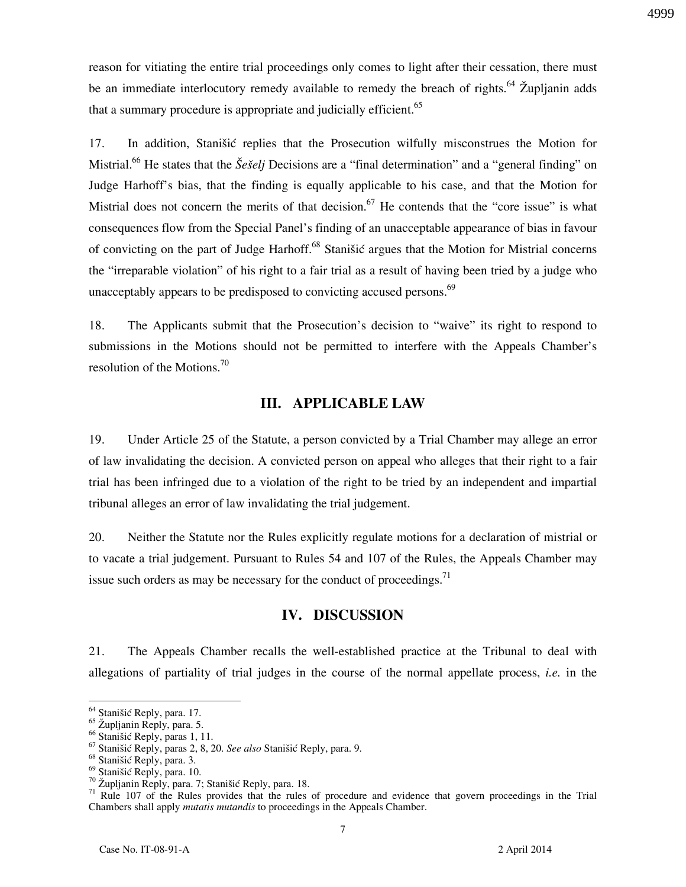reason for vitiating the entire trial proceedings only comes to light after their cessation, there must be an immediate interlocutory remedy available to remedy the breach of rights.[64] Župljanin adds that a summary procedure is appropriate and judicially efficient.[65]

17. In addition, Stanišić replies that the Prosecution wilfully misconstrues the Motion for Mistrial.[66] He states that the *Šešelj* Decisions are a "final determination" and a "general finding" on Judge Harhoff's bias, that the finding is equally applicable to his case, and that the Motion for Mistrial does not concern the merits of that decision.[67] He contends that the "core issue" is what consequences flow from the Special Panel's finding of an unacceptable appearance of bias in favour of convicting on the part of Judge Harhoff.[68] Stanišić argues that the Motion for Mistrial concerns the "irreparable violation" of his right to a fair trial as a result of having been tried by a judge who unacceptably appears to be predisposed to convicting accused persons.[69]

18. The Applicants submit that the Prosecution's decision to "waive" its right to respond to submissions in the Motions should not be permitted to interfere with the Appeals Chamber's resolution of the Motions.[70]

## III. APPLICABLE LAW

19. Under Article 25 of the Statute, a person convicted by a Trial Chamber may allege an error of law invalidating the decision. A convicted person on appeal who alleges that their right to a fair trial has been infringed due to a violation of the right to be tried by an independent and impartial tribunal alleges an error of law invalidating the trial judgement.

20. Neither the Statute nor the Rules explicitly regulate motions for a declaration of mistrial or to vacate a trial judgement. Pursuant to Rules 54 and 107 of the Rules, the Appeals Chamber may issue such orders as may be necessary for the conduct of proceedings.[71]

## IV. DISCUSSION

21. The Appeals Chamber recalls the well-established practice at the Tribunal to deal with allegations of partiality of trial judges in the course of the normal appellate process, *i.e.* in the

---

[64] Stanišić Reply, para. 17.
[65] Župljanin Reply, para. 5.
[66] Stanišić Reply, paras 1, 11.
[67] Stanišić Reply, paras 2, 8, 20. *See also* Stanišić Reply, para. 9.
[68] Stanišić Reply, para. 3.
[69] Stanišić Reply, para. 10.
[70] Župljanin Reply, para. 7; Stanišić Reply, para. 18.
[71] Rule 107 of the Rules provides that the rules of procedure and evidence that govern proceedings in the Trial Chambers shall apply *mutatis mutandis* to proceedings in the Appeals Chamber.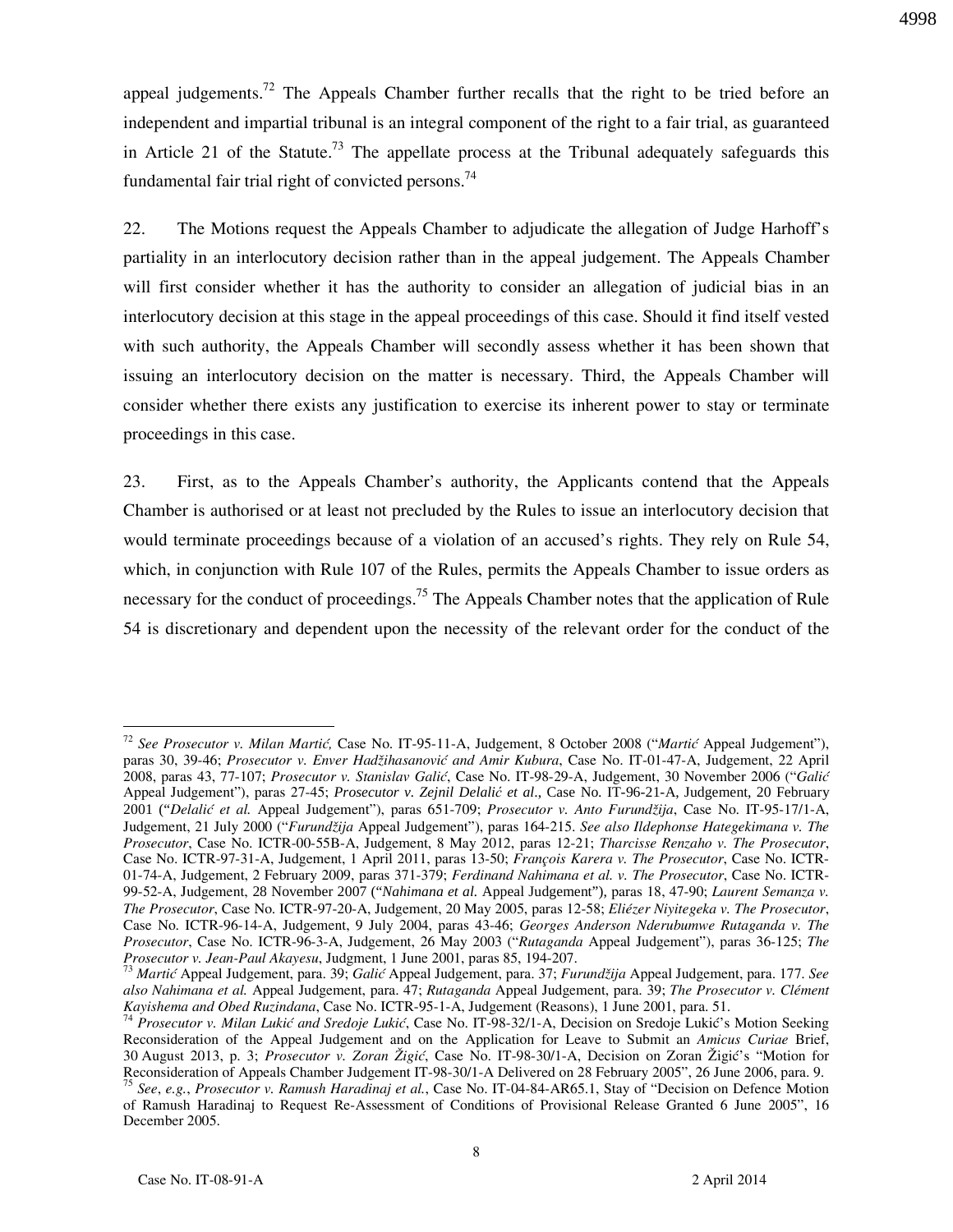appeal judgements.[72] The Appeals Chamber further recalls that the right to be tried before an independent and impartial tribunal is an integral component of the right to a fair trial, as guaranteed in Article 21 of the Statute.[73] The appellate process at the Tribunal adequately safeguards this fundamental fair trial right of convicted persons.[74]

22. The Motions request the Appeals Chamber to adjudicate the allegation of Judge Harhoff's partiality in an interlocutory decision rather than in the appeal judgement. The Appeals Chamber will first consider whether it has the authority to consider an allegation of judicial bias in an interlocutory decision at this stage in the appeal proceedings of this case. Should it find itself vested with such authority, the Appeals Chamber will secondly assess whether it has been shown that issuing an interlocutory decision on the matter is necessary. Third, the Appeals Chamber will consider whether there exists any justification to exercise its inherent power to stay or terminate proceedings in this case.

23. First, as to the Appeals Chamber's authority, the Applicants contend that the Appeals Chamber is authorised or at least not precluded by the Rules to issue an interlocutory decision that would terminate proceedings because of a violation of an accused's rights. They rely on Rule 54, which, in conjunction with Rule 107 of the Rules, permits the Appeals Chamber to issue orders as necessary for the conduct of proceedings.[75] The Appeals Chamber notes that the application of Rule 54 is discretionary and dependent upon the necessity of the relevant order for the conduct of the

---

[72] *See Prosecutor v. Milan Martić,* Case No. IT-95-11-A, Judgement, 8 October 2008 ("*Martić* Appeal Judgement"), paras 30, 39-46; *Prosecutor v. Enver Hadžihasanović and Amir Kubura*, Case No. IT-01-47-A, Judgement, 22 April 2008, paras 43, 77-107; *Prosecutor v. Stanislav Galić*, Case No. IT-98-29-A, Judgement, 30 November 2006 ("*Galić* Appeal Judgement"), paras 27-45; *Prosecutor v. Zejnil Delalić et al.,* Case No. IT-96-21-A, Judgement, 20 February 2001 ("*Delalić et al.* Appeal Judgement"), paras 651-709; *Prosecutor v. Anto Furundžija*, Case No. IT-95-17/1-A, Judgement, 21 July 2000 ("*Furundžija* Appeal Judgement"), paras 164-215. *See also Ildephonse Hategekimana v. The Prosecutor*, Case No. ICTR-00-55B-A, Judgement, 8 May 2012, paras 12-21; *Tharcisse Renzaho v. The Prosecutor*, Case No. ICTR-97-31-A, Judgement, 1 April 2011, paras 13-50; *François Karera v. The Prosecutor*, Case No. ICTR-01-74-A, Judgement, 2 February 2009, paras 371-379; *Ferdinand Nahimana et al. v. The Prosecutor*, Case No. ICTR-99-52-A, Judgement, 28 November 2007 ("*Nahimana et al.* Appeal Judgement"), paras 18, 47-90; *Laurent Semanza v. The Prosecutor*, Case No. ICTR-97-20-A, Judgement, 20 May 2005, paras 12-58; *Eliézer Niyitegeka v. The Prosecutor*, Case No. ICTR-96-14-A, Judgement, 9 July 2004, paras 43-46; *Georges Anderson Nderubumwe Rutaganda v. The Prosecutor*, Case No. ICTR-96-3-A, Judgement, 26 May 2003 ("*Rutaganda* Appeal Judgement"), paras 36-125; *The Prosecutor v. Jean-Paul Akayesu*, Judgment, 1 June 2001, paras 85, 194-207.

[73] *Martić* Appeal Judgement, para. 39; *Galić* Appeal Judgement, para. 37; *Furundžija* Appeal Judgement, para. 177. *See also Nahimana et al.* Appeal Judgement, para. 47; *Rutaganda* Appeal Judgement, para. 39; *The Prosecutor v. Clément Kayishema and Obed Ruzindana*, Case No. ICTR-95-1-A, Judgement (Reasons), 1 June 2001, para. 51.

[74] *Prosecutor v. Milan Lukić and Sredoje Lukić*, Case No. IT-98-32/1-A, Decision on Sredoje Lukić's Motion Seeking Reconsideration of the Appeal Judgement and on the Application for Leave to Submit an *Amicus Curiae* Brief, 30 August 2013, p. 3; *Prosecutor v. Zoran Žigić*, Case No. IT-98-30/1-A, Decision on Zoran Žigić's "Motion for Reconsideration of Appeals Chamber Judgement IT-98-30/1-A Delivered on 28 February 2005", 26 June 2006, para. 9.

[75] *See*, *e.g.*, *Prosecutor v. Ramush Haradinaj et al.*, Case No. IT-04-84-AR65.1, Stay of "Decision on Defence Motion of Ramush Haradinaj to Request Re-Assessment of Conditions of Provisional Release Granted 6 June 2005", 16 December 2005.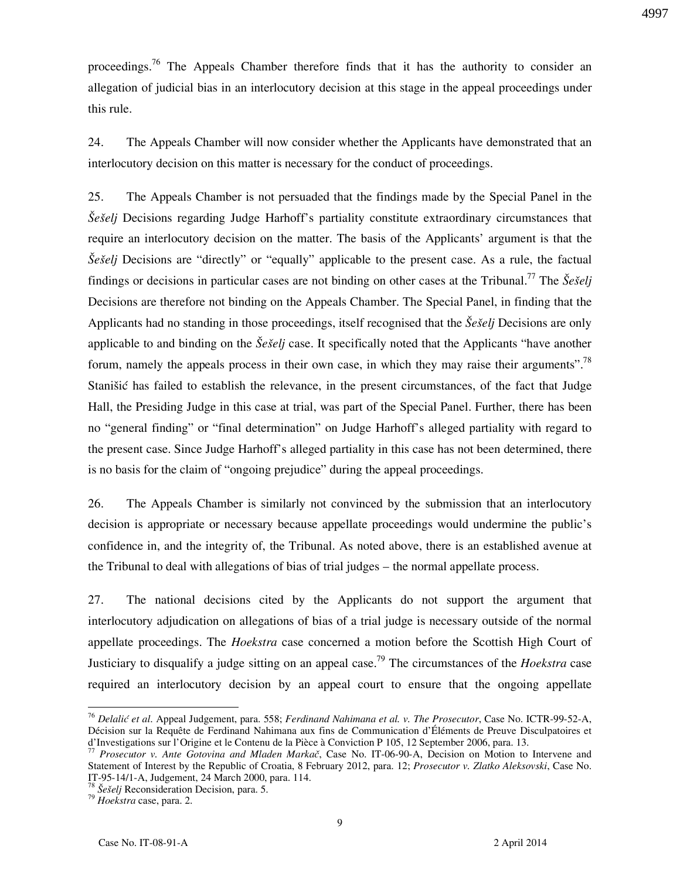proceedings.[76] The Appeals Chamber therefore finds that it has the authority to consider an allegation of judicial bias in an interlocutory decision at this stage in the appeal proceedings under this rule.

24. The Appeals Chamber will now consider whether the Applicants have demonstrated that an interlocutory decision on this matter is necessary for the conduct of proceedings.

25. The Appeals Chamber is not persuaded that the findings made by the Special Panel in the *Šešelj* Decisions regarding Judge Harhoff's partiality constitute extraordinary circumstances that require an interlocutory decision on the matter. The basis of the Applicants' argument is that the *Šešelj* Decisions are "directly" or "equally" applicable to the present case. As a rule, the factual findings or decisions in particular cases are not binding on other cases at the Tribunal.[77] The *Šešelj* Decisions are therefore not binding on the Appeals Chamber. The Special Panel, in finding that the Applicants had no standing in those proceedings, itself recognised that the *Šešelj* Decisions are only applicable to and binding on the *Šešelj* case. It specifically noted that the Applicants "have another forum, namely the appeals process in their own case, in which they may raise their arguments".[78] Stanišić has failed to establish the relevance, in the present circumstances, of the fact that Judge Hall, the Presiding Judge in this case at trial, was part of the Special Panel. Further, there has been no "general finding" or "final determination" on Judge Harhoff's alleged partiality with regard to the present case. Since Judge Harhoff's alleged partiality in this case has not been determined, there is no basis for the claim of "ongoing prejudice" during the appeal proceedings.

26. The Appeals Chamber is similarly not convinced by the submission that an interlocutory decision is appropriate or necessary because appellate proceedings would undermine the public's confidence in, and the integrity of, the Tribunal. As noted above, there is an established avenue at the Tribunal to deal with allegations of bias of trial judges – the normal appellate process.

27. The national decisions cited by the Applicants do not support the argument that interlocutory adjudication on allegations of bias of a trial judge is necessary outside of the normal appellate proceedings. The *Hoekstra* case concerned a motion before the Scottish High Court of Justiciary to disqualify a judge sitting on an appeal case.[79] The circumstances of the *Hoekstra* case required an interlocutory decision by an appeal court to ensure that the ongoing appellate

---

[76] *Delalić et al.* Appeal Judgement, para. 558; *Ferdinand Nahimana et al. v. The Prosecutor*, Case No. ICTR-99-52-A, Décision sur la Requête de Ferdinand Nahimana aux fins de Communication d'Éléments de Preuve Disculpatoires et d'Investigations sur l'Origine et le Contenu de la Pièce à Conviction P 105, 12 September 2006, para. 13.

[77] *Prosecutor v. Ante Gotovina and Mladen Markač*, Case No. IT-06-90-A, Decision on Motion to Intervene and Statement of Interest by the Republic of Croatia, 8 February 2012, para. 12; *Prosecutor v. Zlatko Aleksovski*, Case No. IT-95-14/1-A, Judgement, 24 March 2000, para. 114.

[78] *Šešelj* Reconsideration Decision, para. 5.

[79] *Hoekstra* case, para. 2.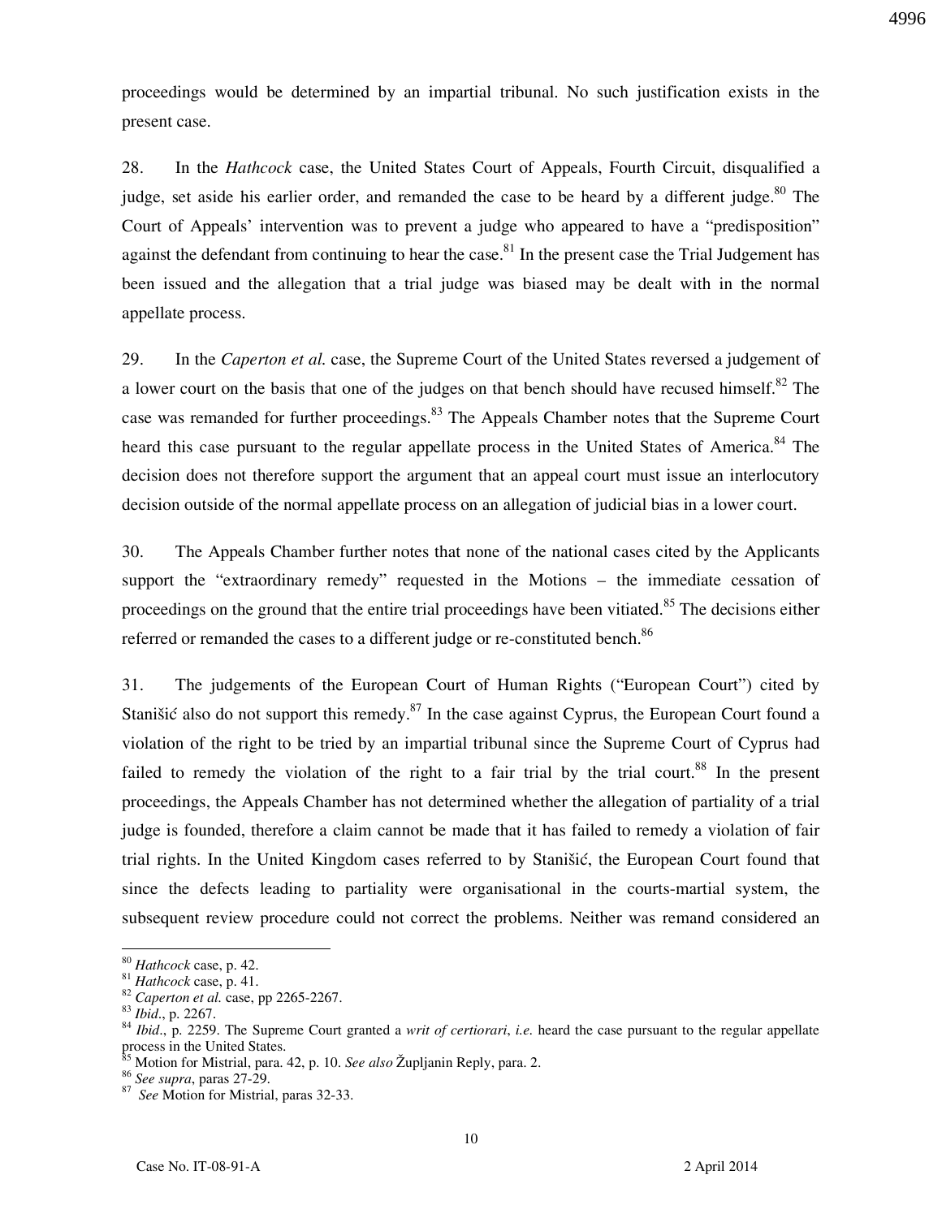proceedings would be determined by an impartial tribunal. No such justification exists in the present case.

28. In the *Hathcock* case, the United States Court of Appeals, Fourth Circuit, disqualified a judge, set aside his earlier order, and remanded the case to be heard by a different judge.[80] The Court of Appeals' intervention was to prevent a judge who appeared to have a "predisposition" against the defendant from continuing to hear the case.[81] In the present case the Trial Judgement has been issued and the allegation that a trial judge was biased may be dealt with in the normal appellate process.

29. In the *Caperton et al.* case, the Supreme Court of the United States reversed a judgement of a lower court on the basis that one of the judges on that bench should have recused himself.[82] The case was remanded for further proceedings.[83] The Appeals Chamber notes that the Supreme Court heard this case pursuant to the regular appellate process in the United States of America.[84] The decision does not therefore support the argument that an appeal court must issue an interlocutory decision outside of the normal appellate process on an allegation of judicial bias in a lower court.

30. The Appeals Chamber further notes that none of the national cases cited by the Applicants support the "extraordinary remedy" requested in the Motions – the immediate cessation of proceedings on the ground that the entire trial proceedings have been vitiated.[85] The decisions either referred or remanded the cases to a different judge or re-constituted bench.[86]

31. The judgements of the European Court of Human Rights ("European Court") cited by Stanišić also do not support this remedy.[87] In the case against Cyprus, the European Court found a violation of the right to be tried by an impartial tribunal since the Supreme Court of Cyprus had failed to remedy the violation of the right to a fair trial by the trial court.[88] In the present proceedings, the Appeals Chamber has not determined whether the allegation of partiality of a trial judge is founded, therefore a claim cannot be made that it has failed to remedy a violation of fair trial rights. In the United Kingdom cases referred to by Stanišić, the European Court found that since the defects leading to partiality were organisational in the courts-martial system, the subsequent review procedure could not correct the problems. Neither was remand considered an

---

[80] *Hathcock* case, p. 42.

[81] *Hathcock* case, p. 41.

[82] *Caperton et al.* case, pp 2265-2267.

[83] *Ibid*., p. 2267.

[84] *Ibid*., p. 2259. The Supreme Court granted a *writ of certiorari*, *i.e.* heard the case pursuant to the regular appellate process in the United States.

[85] Motion for Mistrial, para. 42, p. 10. *See also* Župljanin Reply, para. 2.

[86] *See supra*, paras 27-29.

[87] *See* Motion for Mistrial, paras 32-33.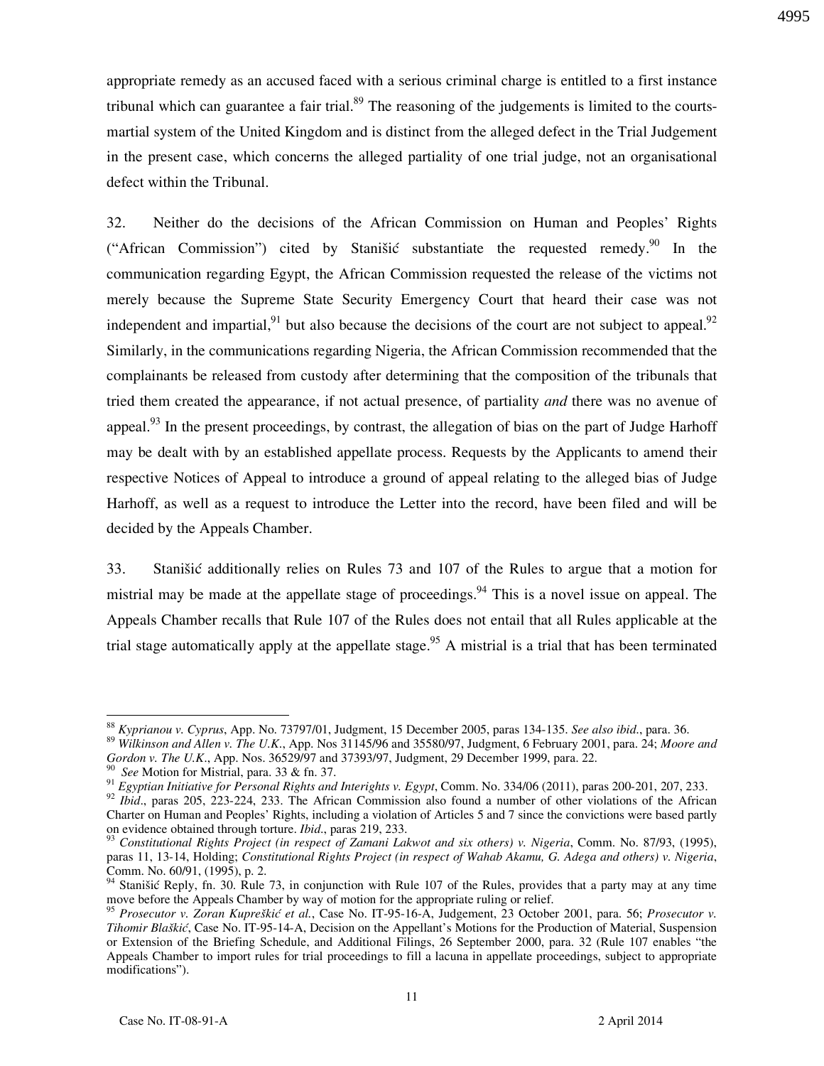appropriate remedy as an accused faced with a serious criminal charge is entitled to a first instance tribunal which can guarantee a fair trial.[89] The reasoning of the judgements is limited to the courts-martial system of the United Kingdom and is distinct from the alleged defect in the Trial Judgement in the present case, which concerns the alleged partiality of one trial judge, not an organisational defect within the Tribunal.

32. Neither do the decisions of the African Commission on Human and Peoples' Rights ("African Commission") cited by Stanišić substantiate the requested remedy.[90] In the communication regarding Egypt, the African Commission requested the release of the victims not merely because the Supreme State Security Emergency Court that heard their case was not independent and impartial,[91] but also because the decisions of the court are not subject to appeal.[92] Similarly, in the communications regarding Nigeria, the African Commission recommended that the complainants be released from custody after determining that the composition of the tribunals that tried them created the appearance, if not actual presence, of partiality *and* there was no avenue of appeal.[93] In the present proceedings, by contrast, the allegation of bias on the part of Judge Harhoff may be dealt with by an established appellate process. Requests by the Applicants to amend their respective Notices of Appeal to introduce a ground of appeal relating to the alleged bias of Judge Harhoff, as well as a request to introduce the Letter into the record, have been filed and will be decided by the Appeals Chamber.

33. Stanišić additionally relies on Rules 73 and 107 of the Rules to argue that a motion for mistrial may be made at the appellate stage of proceedings.[94] This is a novel issue on appeal. The Appeals Chamber recalls that Rule 107 of the Rules does not entail that all Rules applicable at the trial stage automatically apply at the appellate stage.[95] A mistrial is a trial that has been terminated

---

[88] *Kyprianou v. Cyprus*, App. No. 73797/01, Judgment, 15 December 2005, paras 134-135. *See also ibid.*, para. 36.

[89] *Wilkinson and Allen v. The U.K.*, App. Nos 31145/96 and 35580/97, Judgment, 6 February 2001, para. 24; *Moore and Gordon v. The U.K.*, App. Nos. 36529/97 and 37393/97, Judgment, 29 December 1999, para. 22.

[90] *See* Motion for Mistrial, para. 33 & fn. 37.

[91] *Egyptian Initiative for Personal Rights and Interights v. Egypt*, Comm. No. 334/06 (2011), paras 200-201, 207, 233.

[92] *Ibid.*, paras 205, 223-224, 233. The African Commission also found a number of other violations of the African Charter on Human and Peoples' Rights, including a violation of Articles 5 and 7 since the convictions were based partly on evidence obtained through torture. *Ibid.*, paras 219, 233.

[93] *Constitutional Rights Project (in respect of Zamani Lakwot and six others) v. Nigeria*, Comm. No. 87/93, (1995), paras 11, 13-14, Holding; *Constitutional Rights Project (in respect of Wahab Akamu, G. Adega and others) v. Nigeria*, Comm. No. 60/91, (1995), p. 2.

[94] Stanišić Reply, fn. 30. Rule 73, in conjunction with Rule 107 of the Rules, provides that a party may at any time move before the Appeals Chamber by way of motion for the appropriate ruling or relief.

[95] *Prosecutor v. Zoran Kupreškić et al.*, Case No. IT-95-16-A, Judgement, 23 October 2001, para. 56; *Prosecutor v. Tihomir Blaškić*, Case No. IT-95-14-A, Decision on the Appellant's Motions for the Production of Material, Suspension or Extension of the Briefing Schedule, and Additional Filings, 26 September 2000, para. 32 (Rule 107 enables "the Appeals Chamber to import rules for trial proceedings to fill a lacuna in appellate proceedings, subject to appropriate modifications").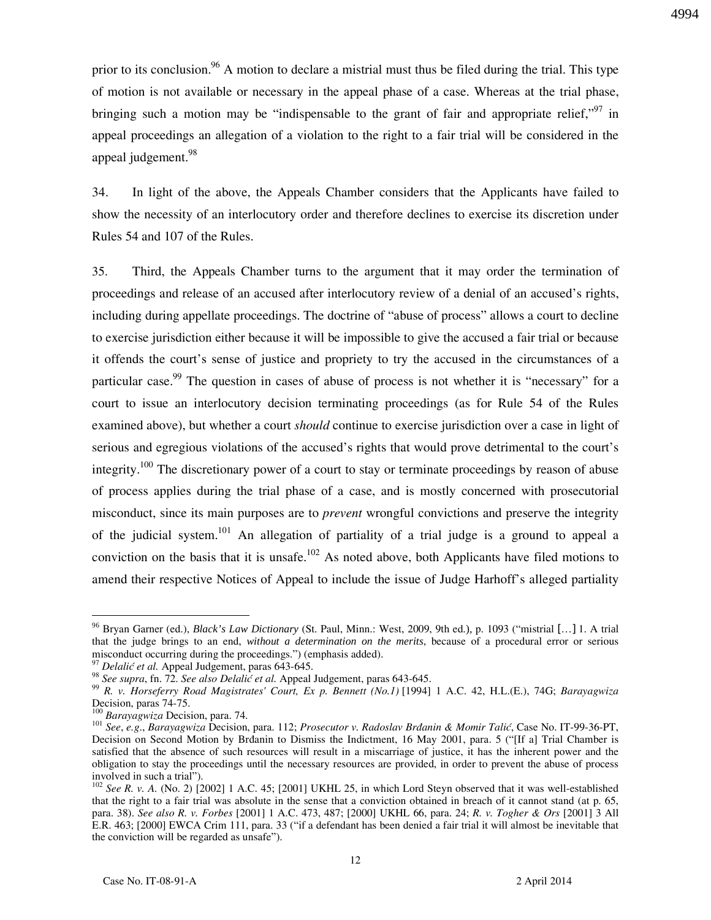prior to its conclusion.[96] A motion to declare a mistrial must thus be filed during the trial. This type of motion is not available or necessary in the appeal phase of a case. Whereas at the trial phase, bringing such a motion may be "indispensable to the grant of fair and appropriate relief,"[97] in appeal proceedings an allegation of a violation to the right to a fair trial will be considered in the appeal judgement.[98]

34. In light of the above, the Appeals Chamber considers that the Applicants have failed to show the necessity of an interlocutory order and therefore declines to exercise its discretion under Rules 54 and 107 of the Rules.

35. Third, the Appeals Chamber turns to the argument that it may order the termination of proceedings and release of an accused after interlocutory review of a denial of an accused's rights, including during appellate proceedings. The doctrine of "abuse of process" allows a court to decline to exercise jurisdiction either because it will be impossible to give the accused a fair trial or because it offends the court's sense of justice and propriety to try the accused in the circumstances of a particular case.[99] The question in cases of abuse of process is not whether it is "necessary" for a court to issue an interlocutory decision terminating proceedings (as for Rule 54 of the Rules examined above), but whether a court *should* continue to exercise jurisdiction over a case in light of serious and egregious violations of the accused's rights that would prove detrimental to the court's integrity.[100] The discretionary power of a court to stay or terminate proceedings by reason of abuse of process applies during the trial phase of a case, and is mostly concerned with prosecutorial misconduct, since its main purposes are to *prevent* wrongful convictions and preserve the integrity of the judicial system.[101] An allegation of partiality of a trial judge is a ground to appeal a conviction on the basis that it is unsafe.[102] As noted above, both Applicants have filed motions to amend their respective Notices of Appeal to include the issue of Judge Harhoff's alleged partiality

---

[96] Bryan Garner (ed.), *Black's Law Dictionary* (St. Paul, Minn.: West, 2009, 9th ed.), p. 1093 ("mistrial […] 1. A trial that the judge brings to an end, *without a determination on the merits*, because of a procedural error or serious misconduct occurring during the proceedings.") (emphasis added).

[97] *Delalić et al.* Appeal Judgement, paras 643-645.

[98] *See supra*, fn. 72. *See also Delalić et al.* Appeal Judgement, paras 643-645.

[99] *R. v. Horseferry Road Magistrates' Court, Ex p. Bennett (No.1)* [1994] 1 A.C. 42, H.L.(E.), 74G; *Barayagwiza* Decision, paras 74-75.

[100] *Barayagwiza* Decision, para. 74.

[101] *See*, *e.g*., *Barayagwiza* Decision, para. 112; *Prosecutor v. Radoslav Brđanin & Momir Talić*, Case No. IT-99-36-PT, Decision on Second Motion by Brđanin to Dismiss the Indictment, 16 May 2001, para. 5 ("[If a] Trial Chamber is satisfied that the absence of such resources will result in a miscarriage of justice, it has the inherent power and the obligation to stay the proceedings until the necessary resources are provided, in order to prevent the abuse of process involved in such a trial").

[102] *See R. v. A.* (No. 2) [2002] 1 A.C. 45; [2001] UKHL 25, in which Lord Steyn observed that it was well-established that the right to a fair trial was absolute in the sense that a conviction obtained in breach of it cannot stand (at p. 65, para. 38). *See also R. v. Forbes* [2001] 1 A.C. 473, 487; [2000] UKHL 66, para. 24; *R. v. Togher & Ors* [2001] 3 All E.R. 463; [2000] EWCA Crim 111, para. 33 ("if a defendant has been denied a fair trial it will almost be inevitable that the conviction will be regarded as unsafe").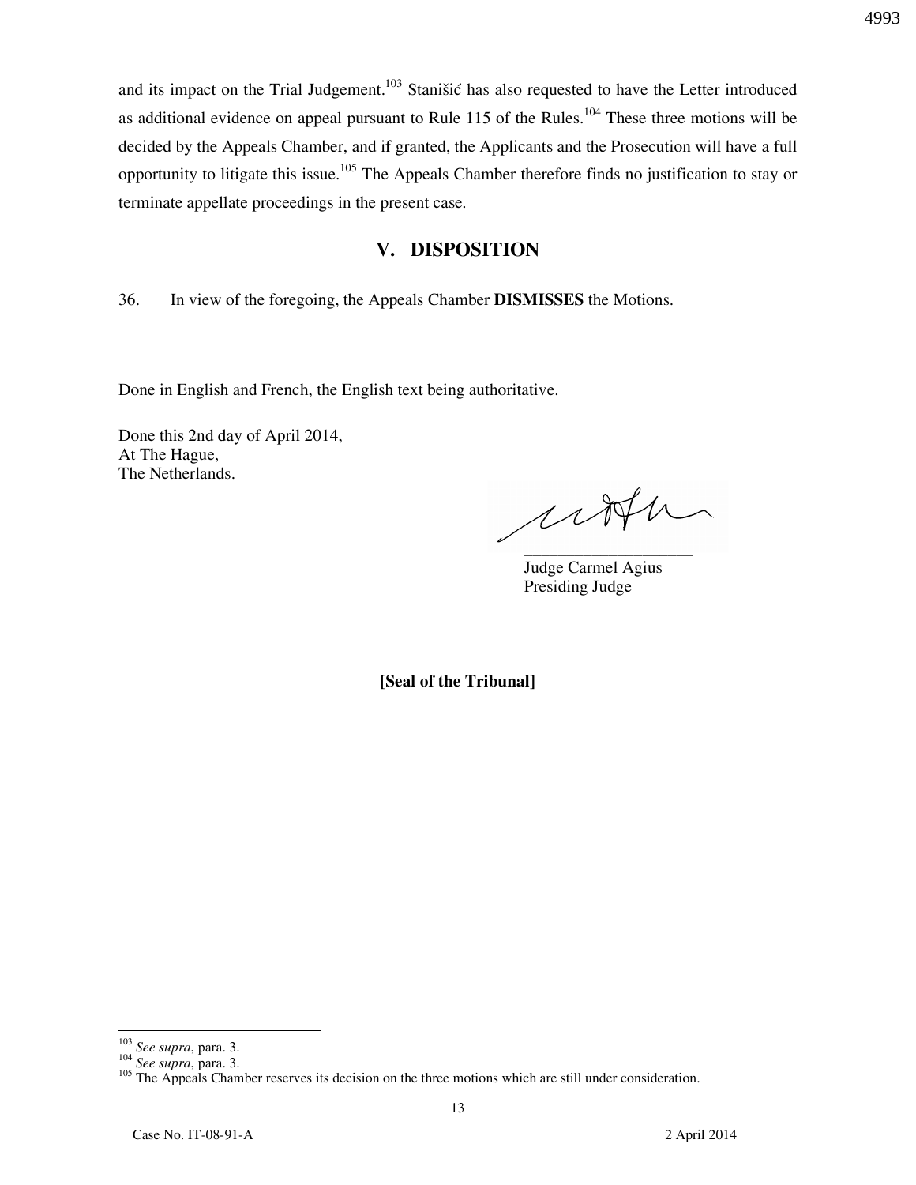and its impact on the Trial Judgement.[103] Stanišić has also requested to have the Letter introduced as additional evidence on appeal pursuant to Rule 115 of the Rules.[104] These three motions will be decided by the Appeals Chamber, and if granted, the Applicants and the Prosecution will have a full opportunity to litigate this issue.[105] The Appeals Chamber therefore finds no justification to stay or terminate appellate proceedings in the present case.

## V. DISPOSITION

36. In view of the foregoing, the Appeals Chamber **DISMISSES** the Motions.

Done in English and French, the English text being authoritative.

Done this 2nd day of April 2014,
At The Hague,
The Netherlands.

Judge Carmel Agius
Presiding Judge

**[Seal of the Tribunal]**

---

[103] *See supra*, para. 3.

[104] *See supra*, para. 3.

[105] The Appeals Chamber reserves its decision on the three motions which are still under consideration.